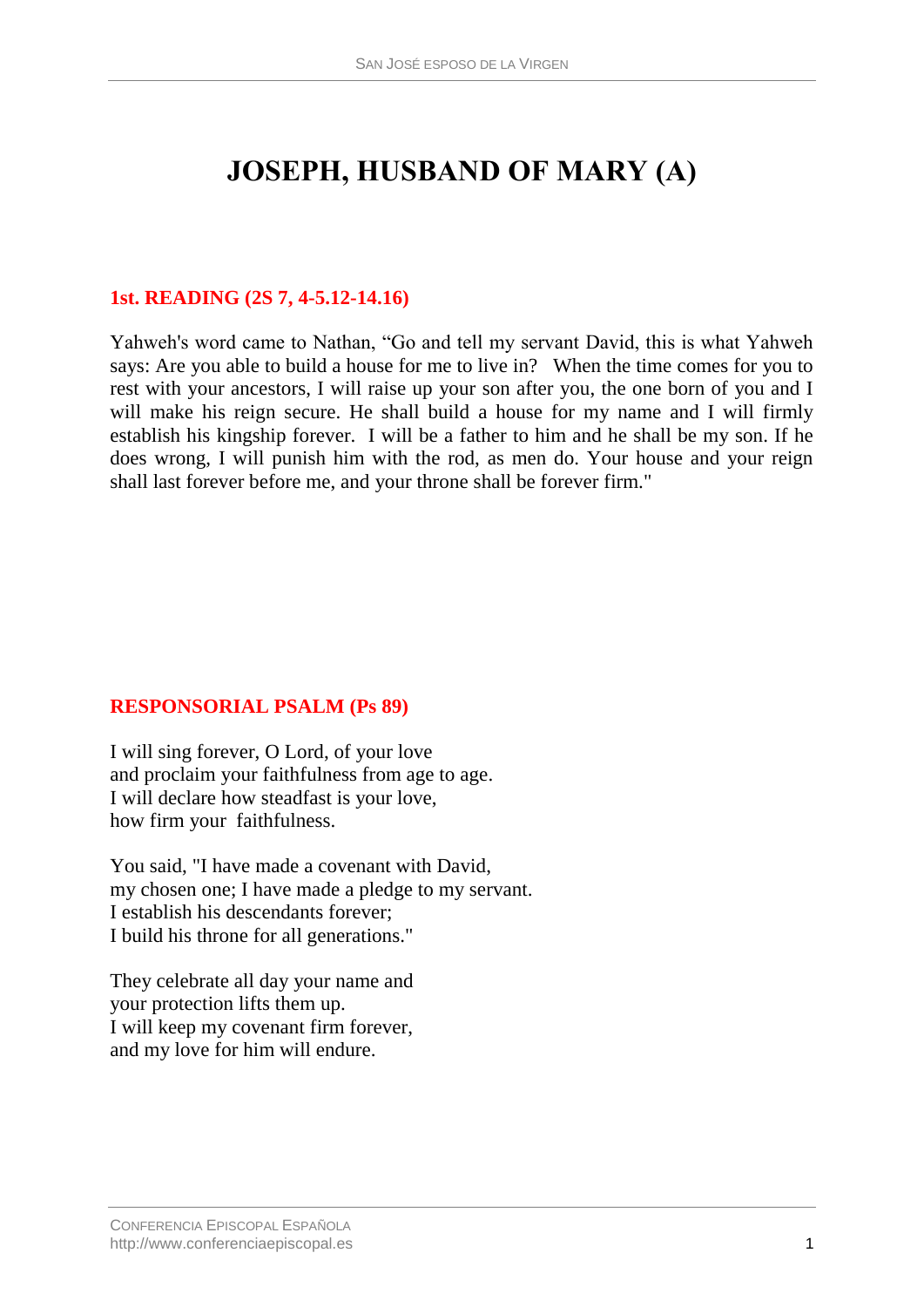# JOSEPH, HUSBAND OF MARY (A)

## 1st. READING (2S 7, 4-5.12-14.16)

Yahweh's word came to Nathan, "Go and tell my servant David, this is what Yahweh says: Are you able to build a house for me to live in? When the time comes for you to rest with your ancestors, I will raise up your son after you, the one born of you and I will make his reign secure. He shall build a house for my name and I will firmly establish his kingship forever. I will be a father to him and he shall be my son. If he does wrong, I will punish him with the rod, as men do. Your house and your reign shall last forever before me, and your throne shall be forever firm."

## RESPONSORIAL PSALM (Ps 89)

I will sing forever, O Lord, of your love  
and proclaim your faithfulness from age to age.  
I will declare how steadfast is your love,  
how firm your faithfulness.

You said, "I have made a covenant with David,  
my chosen one; I have made a pledge to my servant.  
I establish his descendants forever;  
I build his throne for all generations."

They celebrate all day your name and  
your protection lifts them up.  
I will keep my covenant firm forever,  
and my love for him will endure.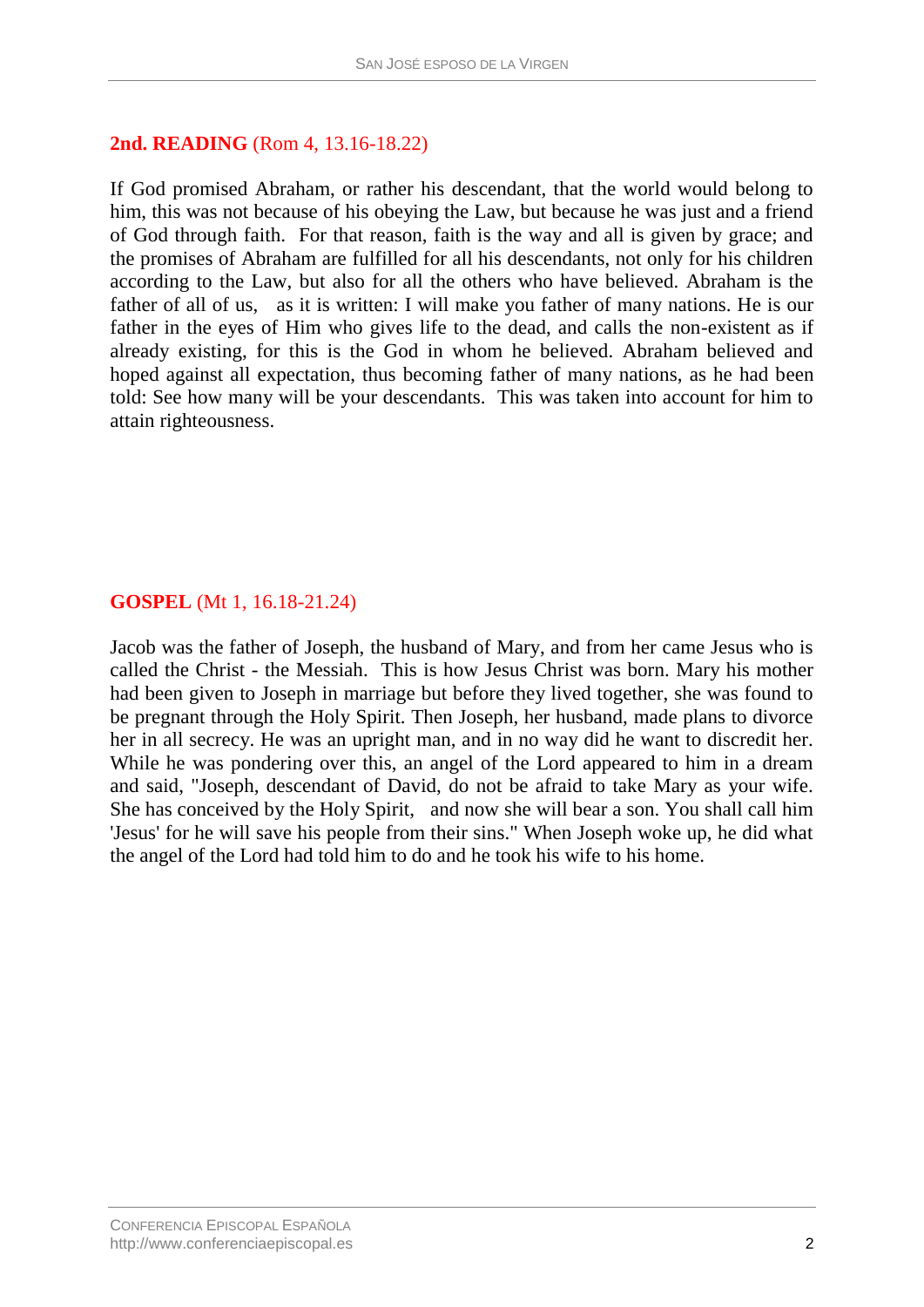## **2nd. READING** (Rom 4, 13.16-18.22)

If God promised Abraham, or rather his descendant, that the world would belong to him, this was not because of his obeying the Law, but because he was just and a friend of God through faith. For that reason, faith is the way and all is given by grace; and the promises of Abraham are fulfilled for all his descendants, not only for his children according to the Law, but also for all the others who have believed. Abraham is the father of all of us, as it is written: I will make you father of many nations. He is our father in the eyes of Him who gives life to the dead, and calls the non-existent as if already existing, for this is the God in whom he believed. Abraham believed and hoped against all expectation, thus becoming father of many nations, as he had been told: See how many will be your descendants. This was taken into account for him to attain righteousness.

## **GOSPEL** (Mt 1, 16.18-21.24)

Jacob was the father of Joseph, the husband of Mary, and from her came Jesus who is called the Christ - the Messiah. This is how Jesus Christ was born. Mary his mother had been given to Joseph in marriage but before they lived together, she was found to be pregnant through the Holy Spirit. Then Joseph, her husband, made plans to divorce her in all secrecy. He was an upright man, and in no way did he want to discredit her. While he was pondering over this, an angel of the Lord appeared to him in a dream and said, "Joseph, descendant of David, do not be afraid to take Mary as your wife. She has conceived by the Holy Spirit, and now she will bear a son. You shall call him 'Jesus' for he will save his people from their sins." When Joseph woke up, he did what the angel of the Lord had told him to do and he took his wife to his home.